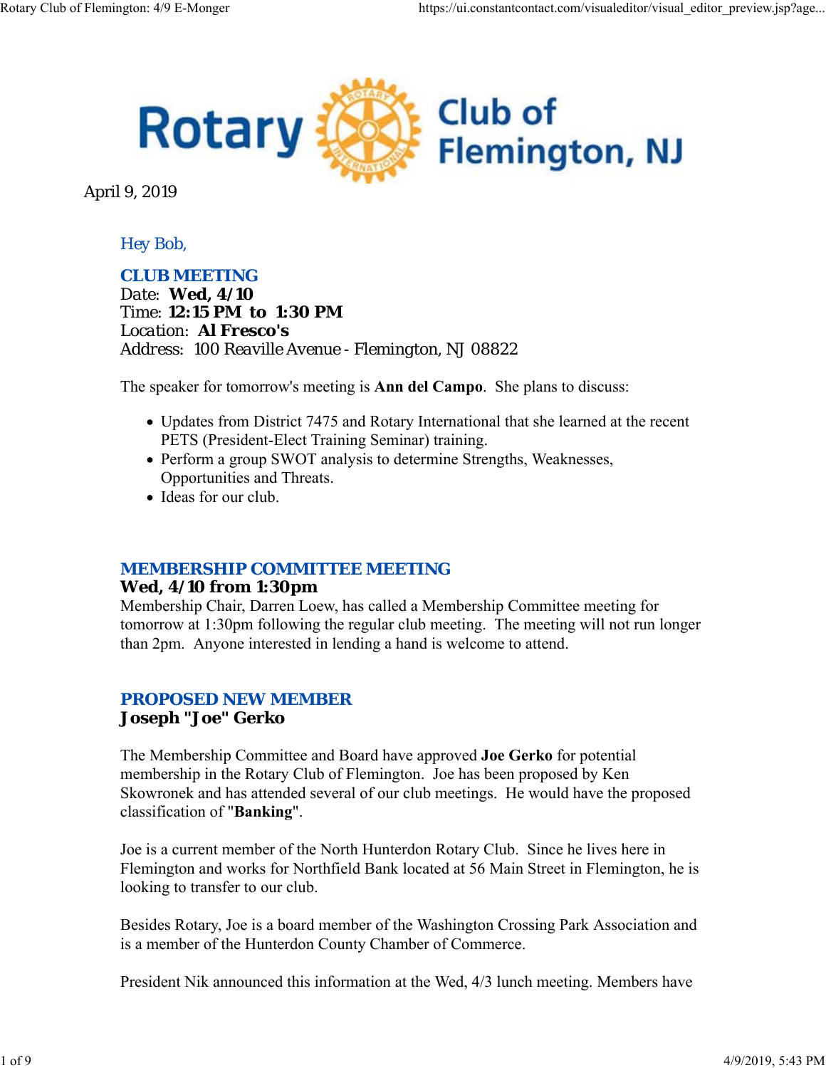# Rotary Club of Flemington, NJ

April 9, 2019

Hey Bob,

## CLUB MEETING

Date: **Wed, 4/10**
Time: **12:15 PM to 1:30 PM**
Location: **Al Fresco's**
Address: 100 Reaville Avenue - Flemington, NJ 08822

The speaker for tomorrow's meeting is **Ann del Campo**. She plans to discuss:

- Updates from District 7475 and Rotary International that she learned at the recent PETS (President-Elect Training Seminar) training.
- Perform a group SWOT analysis to determine Strengths, Weaknesses, Opportunities and Threats.
- Ideas for our club.

## MEMBERSHIP COMMITTEE MEETING

**Wed, 4/10 from 1:30pm**

Membership Chair, Darren Loew, has called a Membership Committee meeting for tomorrow at 1:30pm following the regular club meeting. The meeting will not run longer than 2pm. Anyone interested in lending a hand is welcome to attend.

## PROPOSED NEW MEMBER

**Joseph "Joe" Gerko**

The Membership Committee and Board have approved **Joe Gerko** for potential membership in the Rotary Club of Flemington. Joe has been proposed by Ken Skowronek and has attended several of our club meetings. He would have the proposed classification of "**Banking**".

Joe is a current member of the North Hunterdon Rotary Club. Since he lives here in Flemington and works for Northfield Bank located at 56 Main Street in Flemington, he is looking to transfer to our club.

Besides Rotary, Joe is a board member of the Washington Crossing Park Association and is a member of the Hunterdon County Chamber of Commerce.

President Nik announced this information at the Wed, 4/3 lunch meeting. Members have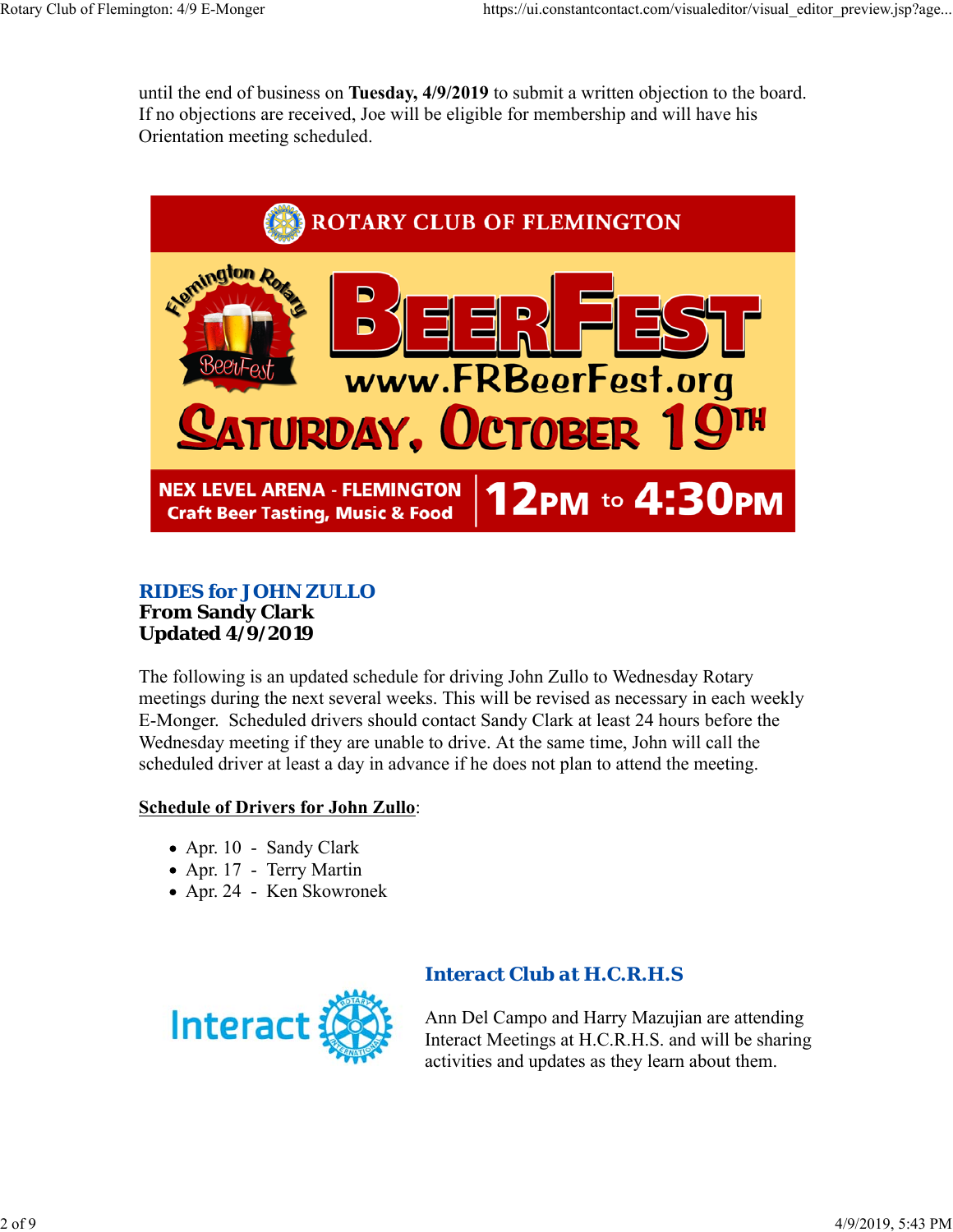until the end of business on **Tuesday, 4/9/2019** to submit a written objection to the board. If no objections are received, Joe will be eligible for membership and will have his Orientation meeting scheduled.

ROTARY CLUB OF FLEMINGTON

Flemington Rotary BeerFest

BEERFEST

www.FRBeerFest.org

SATURDAY, OCTOBER 19TH

NEX LEVEL ARENA - FLEMINGTON
Craft Beer Tasting, Music & Food

12PM to 4:30PM

## RIDES for JOHN ZULLO

**From Sandy Clark**
**Updated 4/9/2019**

The following is an updated schedule for driving John Zullo to Wednesday Rotary meetings during the next several weeks. This will be revised as necessary in each weekly E-Monger. Scheduled drivers should contact Sandy Clark at least 24 hours before the Wednesday meeting if they are unable to drive. At the same time, John will call the scheduled driver at least a day in advance if he does not plan to attend the meeting.

**Schedule of Drivers for John Zullo**:

- Apr. 10 - Sandy Clark
- Apr. 17 - Terry Martin
- Apr. 24 - Ken Skowronek

Interact

## Interact Club at H.C.R.H.S

Ann Del Campo and Harry Mazujian are attending Interact Meetings at H.C.R.H.S. and will be sharing activities and updates as they learn about them.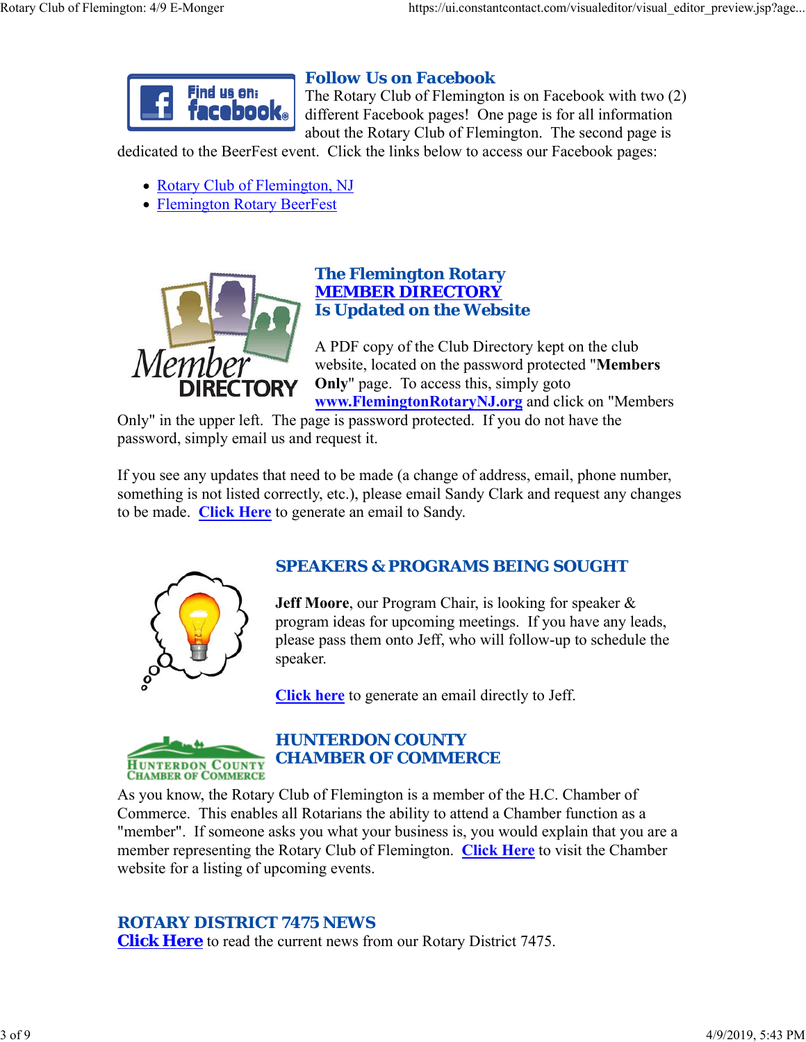## Follow Us on Facebook

The Rotary Club of Flemington is on Facebook with two (2) different Facebook pages! One page is for all information about the Rotary Club of Flemington. The second page is dedicated to the BeerFest event. Click the links below to access our Facebook pages:

- Rotary Club of Flemington, NJ
- Flemington Rotary BeerFest

## The Flemington Rotary MEMBER DIRECTORY Is Updated on the Website

A PDF copy of the Club Directory kept on the club website, located on the password protected "**Members Only**" page. To access this, simply goto **www.FlemingtonRotaryNJ.org** and click on "Members Only" in the upper left. The page is password protected. If you do not have the password, simply email us and request it.

If you see any updates that need to be made (a change of address, email, phone number, something is not listed correctly, etc.), please email Sandy Clark and request any changes to be made. **Click Here** to generate an email to Sandy.

## SPEAKERS & PROGRAMS BEING SOUGHT

**Jeff Moore**, our Program Chair, is looking for speaker & program ideas for upcoming meetings. If you have any leads, please pass them onto Jeff, who will follow-up to schedule the speaker.

**Click here** to generate an email directly to Jeff.

## HUNTERDON COUNTY CHAMBER OF COMMERCE

As you know, the Rotary Club of Flemington is a member of the H.C. Chamber of Commerce. This enables all Rotarians the ability to attend a Chamber function as a "member". If someone asks you what your business is, you would explain that you are a member representing the Rotary Club of Flemington. **Click Here** to visit the Chamber website for a listing of upcoming events.

## ROTARY DISTRICT 7475 NEWS

**Click Here** to read the current news from our Rotary District 7475.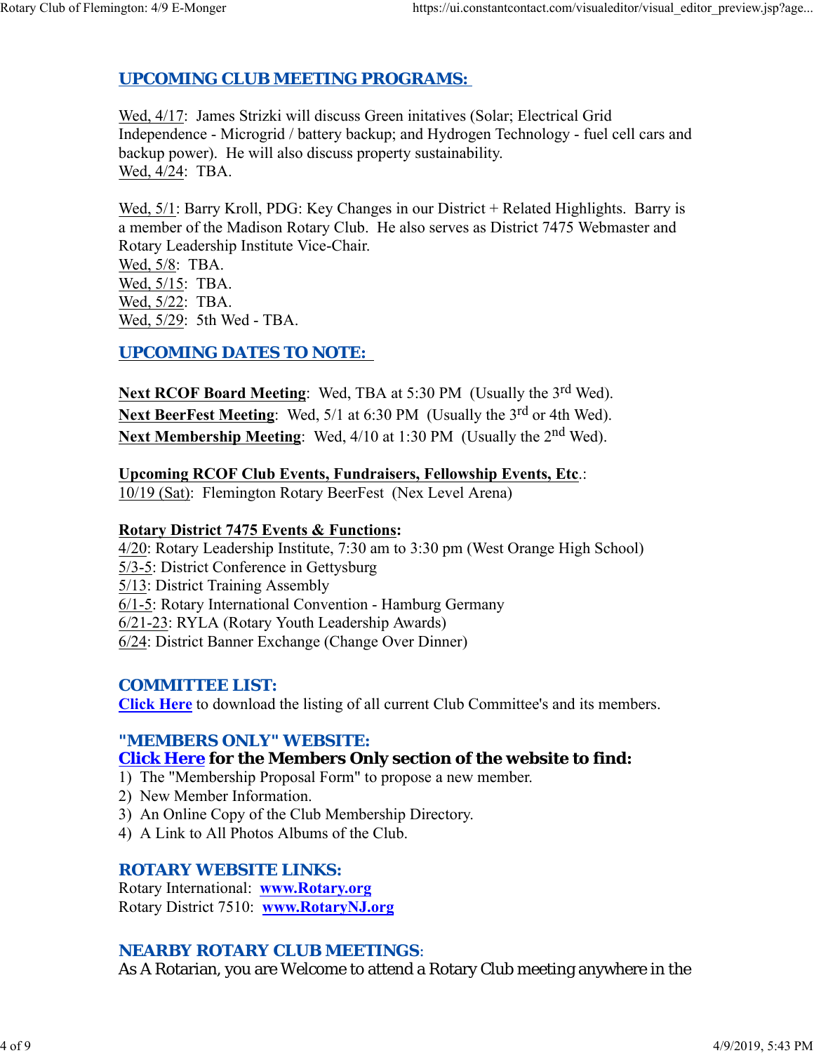## UPCOMING CLUB MEETING PROGRAMS:

Wed, 4/17: James Strizki will discuss Green initatives (Solar; Electrical Grid Independence - Microgrid / battery backup; and Hydrogen Technology - fuel cell cars and backup power). He will also discuss property sustainability.
Wed, 4/24: TBA.

Wed, 5/1: Barry Kroll, PDG: Key Changes in our District + Related Highlights. Barry is a member of the Madison Rotary Club. He also serves as District 7475 Webmaster and Rotary Leadership Institute Vice-Chair.
Wed, 5/8: TBA.
Wed, 5/15: TBA.
Wed, 5/22: TBA.
Wed, 5/29: 5th Wed - TBA.

## UPCOMING DATES TO NOTE:

**Next RCOF Board Meeting**: Wed, TBA at 5:30 PM (Usually the 3rd Wed).
**Next BeerFest Meeting**: Wed, 5/1 at 6:30 PM (Usually the 3rd or 4th Wed).
**Next Membership Meeting**: Wed, 4/10 at 1:30 PM (Usually the 2nd Wed).

**Upcoming RCOF Club Events, Fundraisers, Fellowship Events, Etc**.:
10/19 (Sat): Flemington Rotary BeerFest (Nex Level Arena)

**Rotary District 7475 Events & Functions:**
4/20: Rotary Leadership Institute, 7:30 am to 3:30 pm (West Orange High School)
5/3-5: District Conference in Gettysburg
5/13: District Training Assembly
6/1-5: Rotary International Convention - Hamburg Germany
6/21-23: RYLA (Rotary Youth Leadership Awards)
6/24: District Banner Exchange (Change Over Dinner)

## COMMITTEE LIST:

**Click Here** to download the listing of all current Club Committee's and its members.

## "MEMBERS ONLY" WEBSITE:

**Click Here for the Members Only section of the website to find:**

1) The "Membership Proposal Form" to propose a new member.
2) New Member Information.
3) An Online Copy of the Club Membership Directory.
4) A Link to All Photos Albums of the Club.

## ROTARY WEBSITE LINKS:

Rotary International: **www.Rotary.org**
Rotary District 7510: **www.RotaryNJ.org**

## NEARBY ROTARY CLUB MEETINGS:

As A Rotarian, you are Welcome to attend a Rotary Club meeting anywhere in the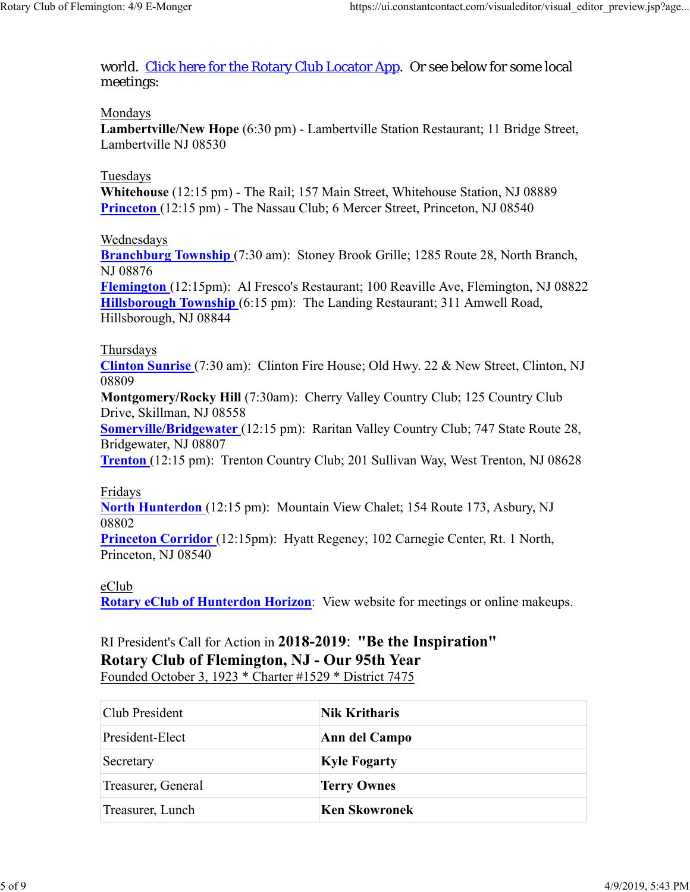world. [Click here for the Rotary Club Locator App](). Or see below for some local meetings:

Mondays
**Lambertville/New Hope** (6:30 pm) - Lambertville Station Restaurant; 11 Bridge Street, Lambertville NJ 08530

Tuesdays
**Whitehouse** (12:15 pm) - The Rail; 157 Main Street, Whitehouse Station, NJ 08889
**Princeton** (12:15 pm) - The Nassau Club; 6 Mercer Street, Princeton, NJ 08540

Wednesdays
**Branchburg Township** (7:30 am): Stoney Brook Grille; 1285 Route 28, North Branch, NJ 08876
**Flemington** (12:15pm): Al Fresco's Restaurant; 100 Reaville Ave, Flemington, NJ 08822
**Hillsborough Township** (6:15 pm): The Landing Restaurant; 311 Amwell Road, Hillsborough, NJ 08844

Thursdays
**Clinton Sunrise** (7:30 am): Clinton Fire House; Old Hwy. 22 & New Street, Clinton, NJ 08809
**Montgomery/Rocky Hill** (7:30am): Cherry Valley Country Club; 125 Country Club Drive, Skillman, NJ 08558
**Somerville/Bridgewater** (12:15 pm): Raritan Valley Country Club; 747 State Route 28, Bridgewater, NJ 08807
**Trenton** (12:15 pm): Trenton Country Club; 201 Sullivan Way, West Trenton, NJ 08628

Fridays
**North Hunterdon** (12:15 pm): Mountain View Chalet; 154 Route 173, Asbury, NJ 08802
**Princeton Corridor** (12:15pm): Hyatt Regency; 102 Carnegie Center, Rt. 1 North, Princeton, NJ 08540

eClub
**Rotary eClub of Hunterdon Horizon**: View website for meetings or online makeups.

RI President's Call for Action in **2018-2019**: **"Be the Inspiration"**
**Rotary Club of Flemington, NJ - Our 95th Year**
Founded October 3, 1923 * Charter #1529 * District 7475

| Club President | **Nik Kritharis** |
|---|---|
| President-Elect | **Ann del Campo** |
| Secretary | **Kyle Fogarty** |
| Treasurer, General | **Terry Ownes** |
| Treasurer, Lunch | **Ken Skowronek** |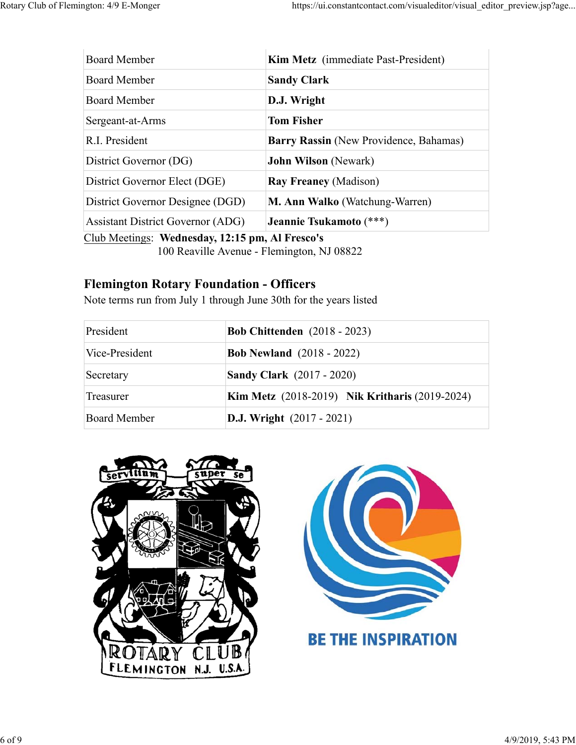| | |
|---|---|
| Board Member | **Kim Metz** (immediate Past-President) |
| Board Member | **Sandy Clark** |
| Board Member | **D.J. Wright** |
| Sergeant-at-Arms | **Tom Fisher** |
| R.I. President | **Barry Rassin** (New Providence, Bahamas) |
| District Governor (DG) | **John Wilson** (Newark) |
| District Governor Elect (DGE) | **Ray Freaney** (Madison) |
| District Governor Designee (DGD) | **M. Ann Walko** (Watchung-Warren) |
| Assistant District Governor (ADG) | **Jeannie Tsukamoto** (***) |

Club Meetings: **Wednesday, 12:15 pm, Al Fresco's**
100 Reaville Avenue - Flemington, NJ 08822

## Flemington Rotary Foundation - Officers

Note terms run from July 1 through June 30th for the years listed

| | |
|---|---|
| President | **Bob Chittenden** (2018 - 2023) |
| Vice-President | **Bob Newland** (2018 - 2022) |
| Secretary | **Sandy Clark** (2017 - 2020) |
| Treasurer | **Kim Metz** (2018-2019) **Nik Kritharis** (2019-2024) |
| Board Member | **D.J. Wright** (2017 - 2021) |

servitium super se

ROTARY CLUB FLEMINGTON N.J. U.S.A.

BE THE INSPIRATION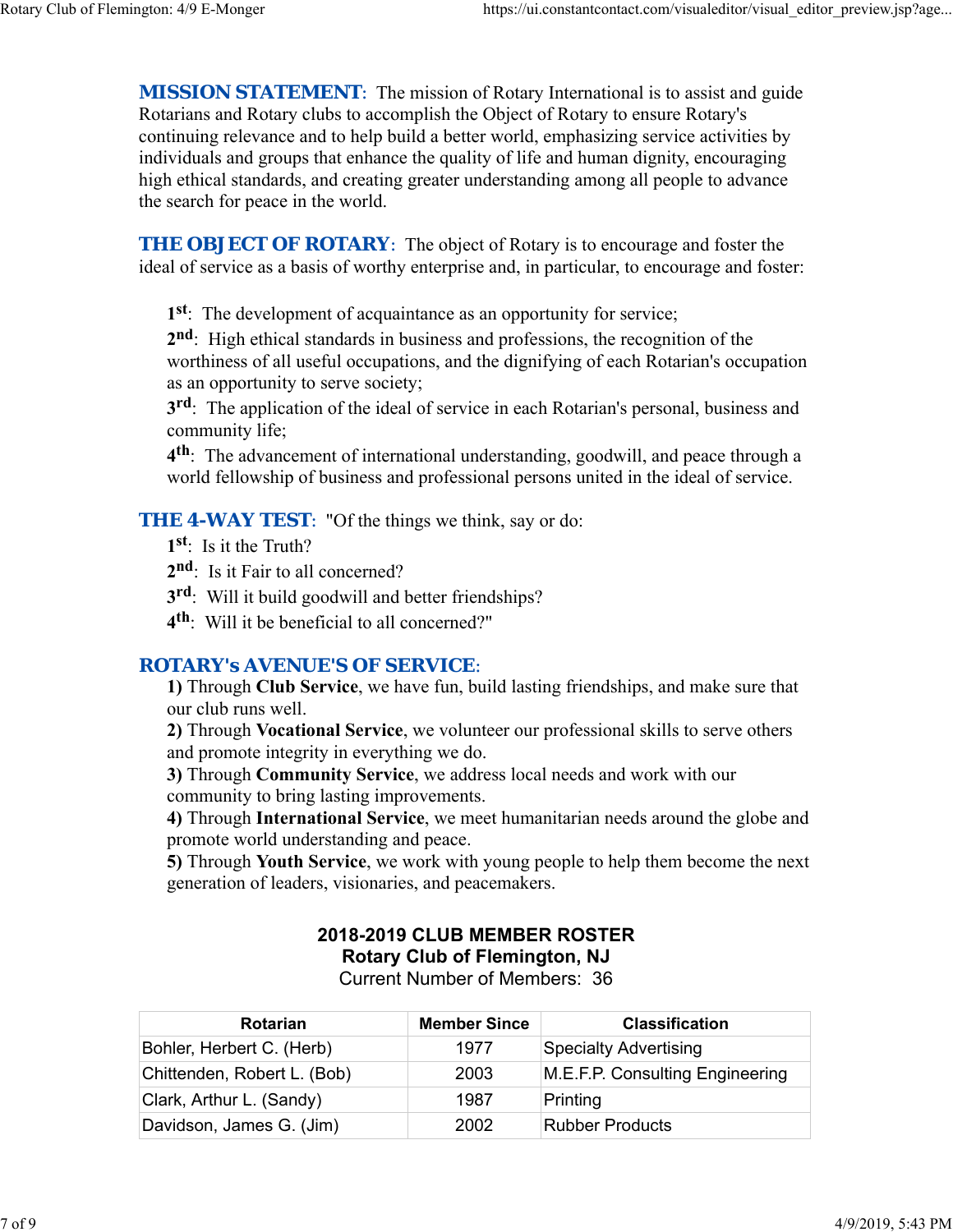**MISSION STATEMENT**: The mission of Rotary International is to assist and guide Rotarians and Rotary clubs to accomplish the Object of Rotary to ensure Rotary's continuing relevance and to help build a better world, emphasizing service activities by individuals and groups that enhance the quality of life and human dignity, encouraging high ethical standards, and creating greater understanding among all people to advance the search for peace in the world.

**THE OBJECT OF ROTARY**: The object of Rotary is to encourage and foster the ideal of service as a basis of worthy enterprise and, in particular, to encourage and foster:

> **1st**: The development of acquaintance as an opportunity for service;
> **2nd**: High ethical standards in business and professions, the recognition of the worthiness of all useful occupations, and the dignifying of each Rotarian's occupation as an opportunity to serve society;
> **3rd**: The application of the ideal of service in each Rotarian's personal, business and community life;
> **4th**: The advancement of international understanding, goodwill, and peace through a world fellowship of business and professional persons united in the ideal of service.

**THE 4-WAY TEST**: "Of the things we think, say or do:

> **1st**: Is it the Truth?
> **2nd**: Is it Fair to all concerned?
> **3rd**: Will it build goodwill and better friendships?
> **4th**: Will it be beneficial to all concerned?"

**ROTARY's AVENUE'S OF SERVICE**:

> **1)** Through **Club Service**, we have fun, build lasting friendships, and make sure that our club runs well.
> **2)** Through **Vocational Service**, we volunteer our professional skills to serve others and promote integrity in everything we do.
> **3)** Through **Community Service**, we address local needs and work with our community to bring lasting improvements.
> **4)** Through **International Service**, we meet humanitarian needs around the globe and promote world understanding and peace.
> **5)** Through **Youth Service**, we work with young people to help them become the next generation of leaders, visionaries, and peacemakers.

**2018-2019 CLUB MEMBER ROSTER**
**Rotary Club of Flemington, NJ**
Current Number of Members: 36

| Rotarian | Member Since | Classification |
|---|---|---|
| Bohler, Herbert C. (Herb) | 1977 | Specialty Advertising |
| Chittenden, Robert L. (Bob) | 2003 | M.E.F.P. Consulting Engineering |
| Clark, Arthur L. (Sandy) | 1987 | Printing |
| Davidson, James G. (Jim) | 2002 | Rubber Products |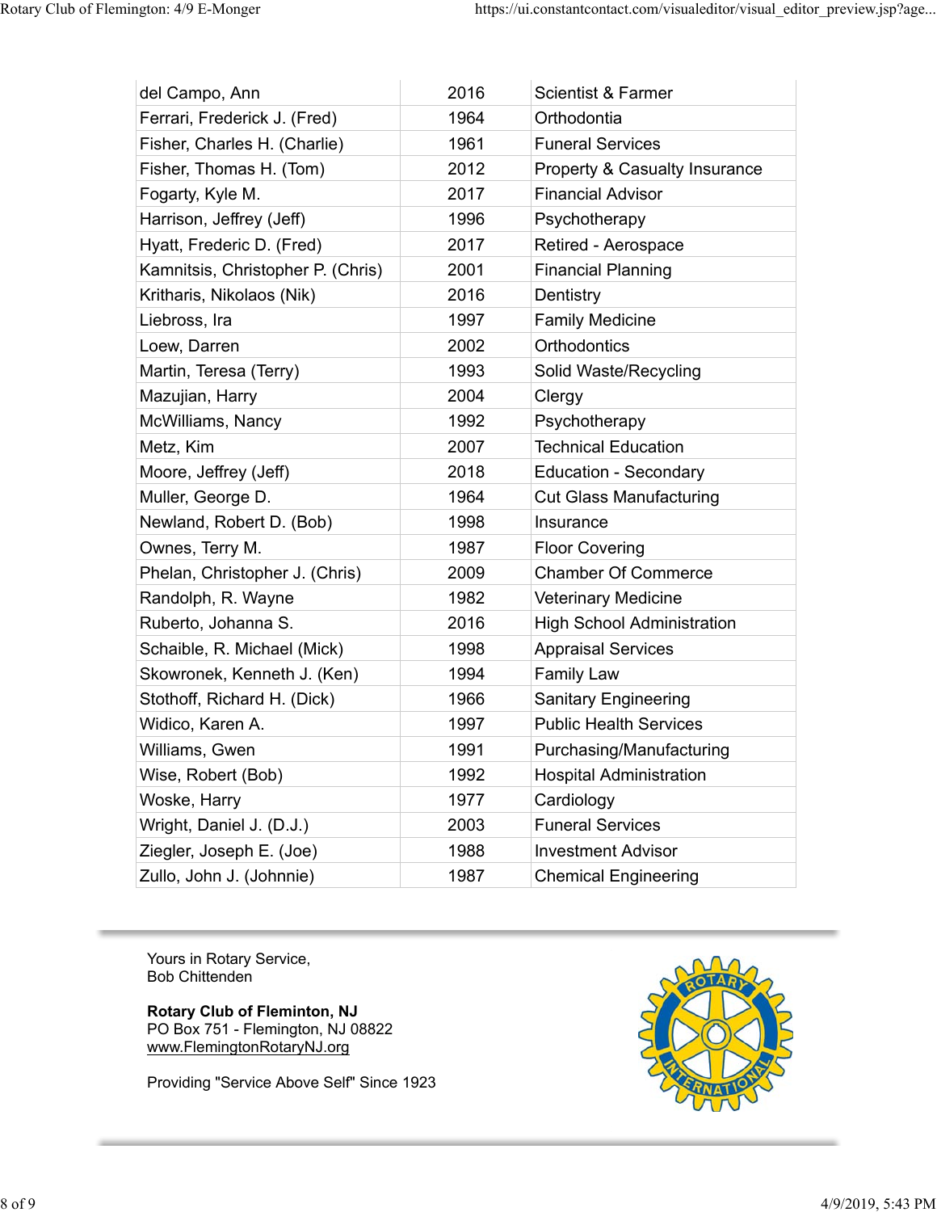| | | |
|---|---|---|
| del Campo, Ann | 2016 | Scientist & Farmer |
| Ferrari, Frederick J. (Fred) | 1964 | Orthodontia |
| Fisher, Charles H. (Charlie) | 1961 | Funeral Services |
| Fisher, Thomas H. (Tom) | 2012 | Property & Casualty Insurance |
| Fogarty, Kyle M. | 2017 | Financial Advisor |
| Harrison, Jeffrey (Jeff) | 1996 | Psychotherapy |
| Hyatt, Frederic D. (Fred) | 2017 | Retired - Aerospace |
| Kamnitsis, Christopher P. (Chris) | 2001 | Financial Planning |
| Kritharis, Nikolaos (Nik) | 2016 | Dentistry |
| Liebross, Ira | 1997 | Family Medicine |
| Loew, Darren | 2002 | Orthodontics |
| Martin, Teresa (Terry) | 1993 | Solid Waste/Recycling |
| Mazujian, Harry | 2004 | Clergy |
| McWilliams, Nancy | 1992 | Psychotherapy |
| Metz, Kim | 2007 | Technical Education |
| Moore, Jeffrey (Jeff) | 2018 | Education - Secondary |
| Muller, George D. | 1964 | Cut Glass Manufacturing |
| Newland, Robert D. (Bob) | 1998 | Insurance |
| Ownes, Terry M. | 1987 | Floor Covering |
| Phelan, Christopher J. (Chris) | 2009 | Chamber Of Commerce |
| Randolph, R. Wayne | 1982 | Veterinary Medicine |
| Ruberto, Johanna S. | 2016 | High School Administration |
| Schaible, R. Michael (Mick) | 1998 | Appraisal Services |
| Skowronek, Kenneth J. (Ken) | 1994 | Family Law |
| Stothoff, Richard H. (Dick) | 1966 | Sanitary Engineering |
| Widico, Karen A. | 1997 | Public Health Services |
| Williams, Gwen | 1991 | Purchasing/Manufacturing |
| Wise, Robert (Bob) | 1992 | Hospital Administration |
| Woske, Harry | 1977 | Cardiology |
| Wright, Daniel J. (D.J.) | 2003 | Funeral Services |
| Ziegler, Joseph E. (Joe) | 1988 | Investment Advisor |
| Zullo, John J. (Johnnie) | 1987 | Chemical Engineering |

---

Yours in Rotary Service,
Bob Chittenden

**Rotary Club of Fleminton, NJ**
PO Box 751 - Flemington, NJ 08822
www.FlemingtonRotaryNJ.org

Providing "Service Above Self" Since 1923

---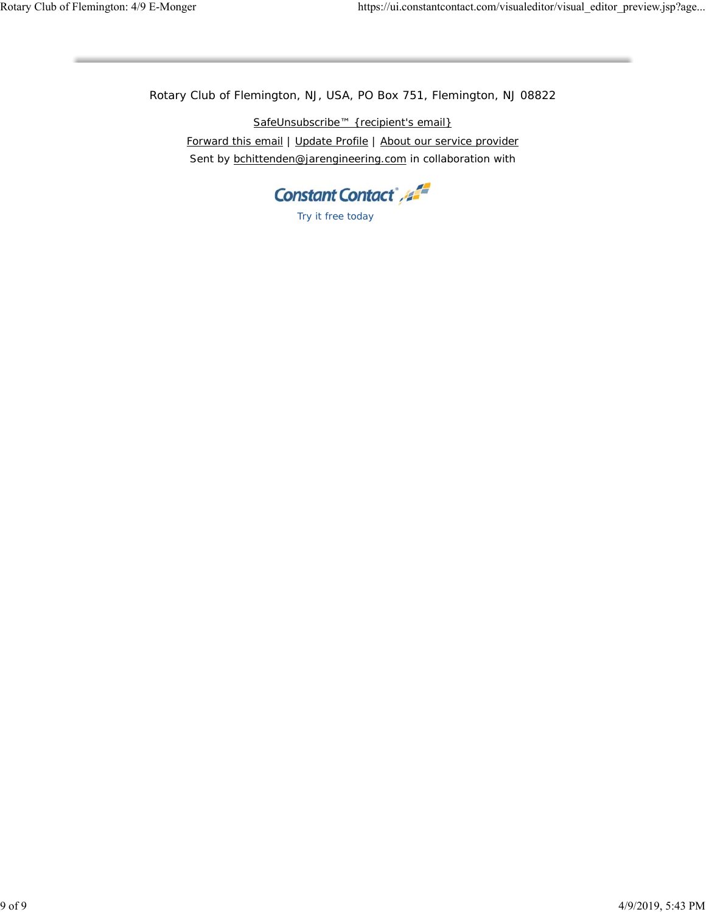Rotary Club of Flemington, NJ, USA, PO Box 751, Flemington, NJ 08822

SafeUnsubscribe™ {recipient's email}

Forward this email | Update Profile | About our service provider

Sent by bchittenden@jarengineering.com in collaboration with

Constant Contact

Try it free today